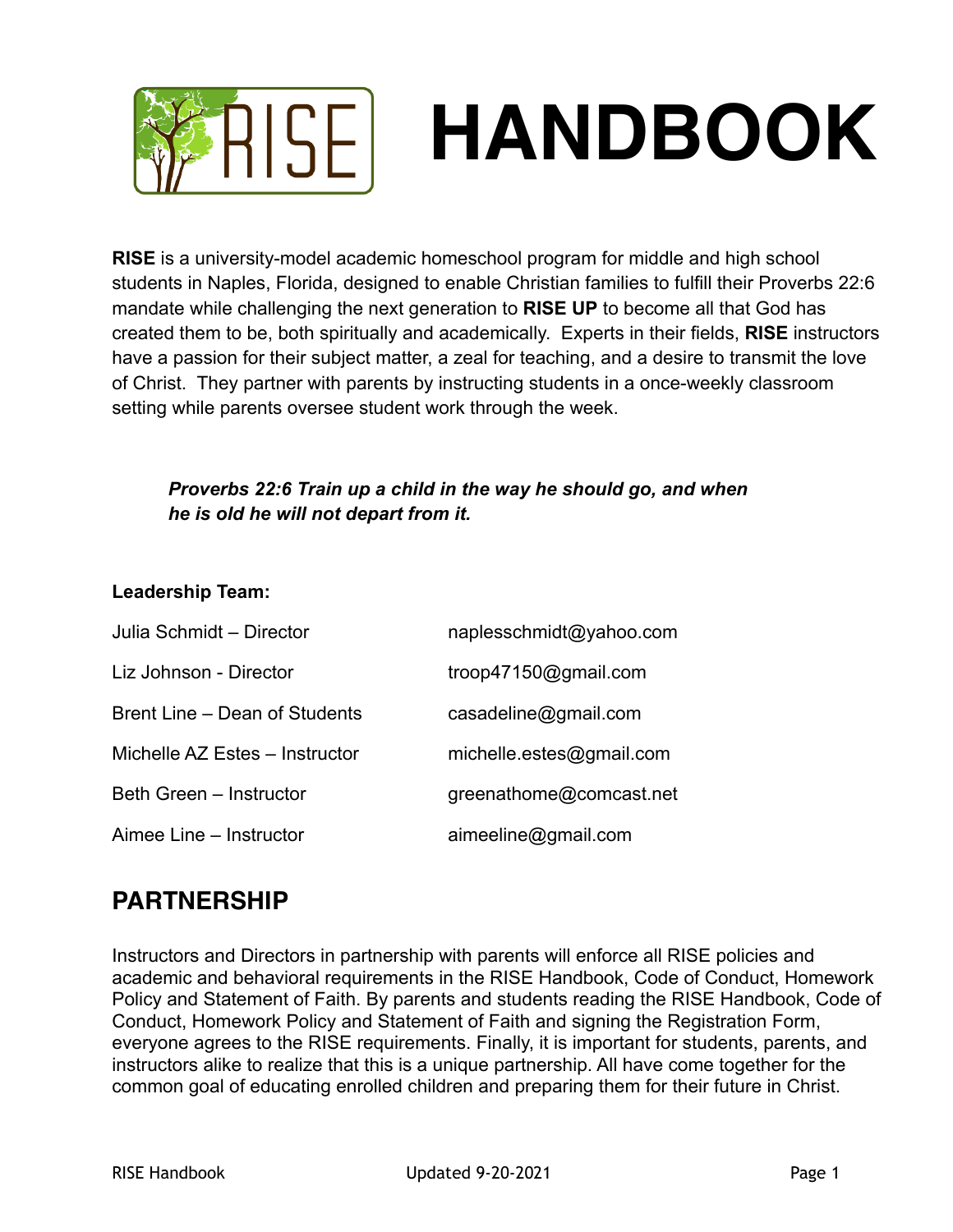# RISE HANDBOOK

**RISE** is a university-model academic homeschool program for middle and high school students in Naples, Florida, designed to enable Christian families to fulfill their Proverbs 22:6 mandate while challenging the next generation to **RISE UP** to become all that God has created them to be, both spiritually and academically. Experts in their fields, **RISE** instructors have a passion for their subject matter, a zeal for teaching, and a desire to transmit the love of Christ. They partner with parents by instructing students in a once-weekly classroom setting while parents oversee student work through the week.

> ***Proverbs 22:6 Train up a child in the way he should go, and when he is old he will not depart from it.***

**Leadership Team:**

| | |
|---|---|
| Julia Schmidt – Director | naplesschmidt@yahoo.com |
| Liz Johnson - Director | troop47150@gmail.com |
| Brent Line – Dean of Students | casadeline@gmail.com |
| Michelle AZ Estes – Instructor | michelle.estes@gmail.com |
| Beth Green – Instructor | greenathome@comcast.net |
| Aimee Line – Instructor | aimeeline@gmail.com |

## PARTNERSHIP

Instructors and Directors in partnership with parents will enforce all RISE policies and academic and behavioral requirements in the RISE Handbook, Code of Conduct, Homework Policy and Statement of Faith. By parents and students reading the RISE Handbook, Code of Conduct, Homework Policy and Statement of Faith and signing the Registration Form, everyone agrees to the RISE requirements. Finally, it is important for students, parents, and instructors alike to realize that this is a unique partnership. All have come together for the common goal of educating enrolled children and preparing them for their future in Christ.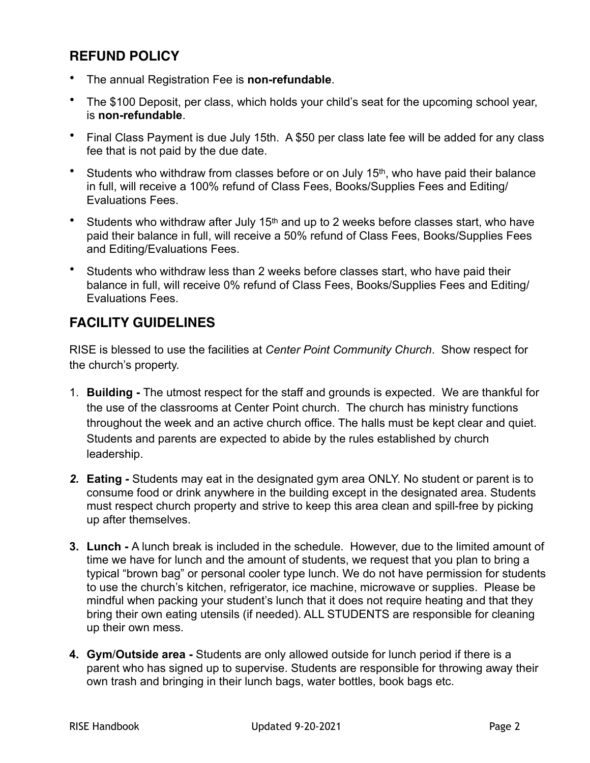## REFUND POLICY

- The annual Registration Fee is **non-refundable**.
- The $100 Deposit, per class, which holds your child's seat for the upcoming school year, is **non-refundable**.
- Final Class Payment is due July 15th. A $50 per class late fee will be added for any class fee that is not paid by the due date.
- Students who withdraw from classes before or on July 15th, who have paid their balance in full, will receive a 100% refund of Class Fees, Books/Supplies Fees and Editing/ Evaluations Fees.
- Students who withdraw after July 15th and up to 2 weeks before classes start, who have paid their balance in full, will receive a 50% refund of Class Fees, Books/Supplies Fees and Editing/Evaluations Fees.
- Students who withdraw less than 2 weeks before classes start, who have paid their balance in full, will receive 0% refund of Class Fees, Books/Supplies Fees and Editing/ Evaluations Fees.

## FACILITY GUIDELINES

RISE is blessed to use the facilities at *Center Point Community Church*. Show respect for the church's property.

1. **Building -** The utmost respect for the staff and grounds is expected. We are thankful for the use of the classrooms at Center Point church. The church has ministry functions throughout the week and an active church office. The halls must be kept clear and quiet. Students and parents are expected to abide by the rules established by church leadership.
2. **Eating -** Students may eat in the designated gym area ONLY. No student or parent is to consume food or drink anywhere in the building except in the designated area. Students must respect church property and strive to keep this area clean and spill-free by picking up after themselves.
3. **Lunch -** A lunch break is included in the schedule. However, due to the limited amount of time we have for lunch and the amount of students, we request that you plan to bring a typical "brown bag" or personal cooler type lunch. We do not have permission for students to use the church's kitchen, refrigerator, ice machine, microwave or supplies. Please be mindful when packing your student's lunch that it does not require heating and that they bring their own eating utensils (if needed). ALL STUDENTS are responsible for cleaning up their own mess.
4. **Gym/Outside area -** Students are only allowed outside for lunch period if there is a parent who has signed up to supervise. Students are responsible for throwing away their own trash and bringing in their lunch bags, water bottles, book bags etc.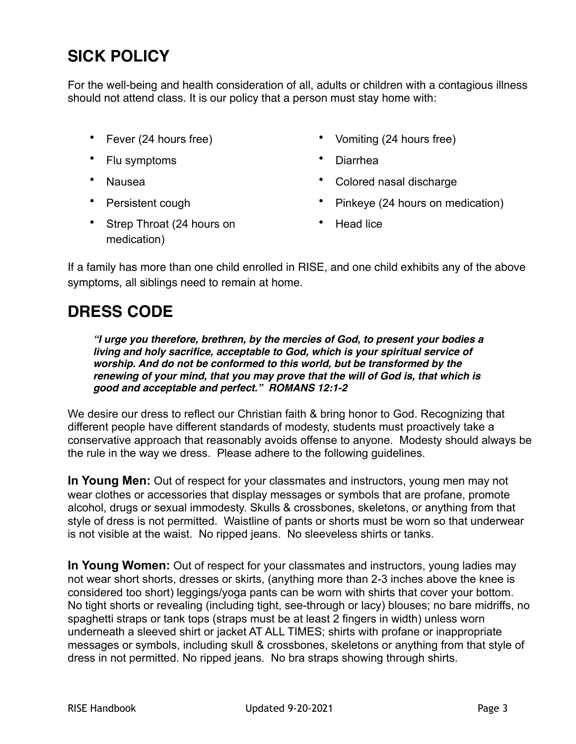## SICK POLICY

For the well-being and health consideration of all, adults or children with a contagious illness should not attend class. It is our policy that a person must stay home with:

- Fever (24 hours free)
- Flu symptoms
- Nausea
- Persistent cough
- Strep Throat (24 hours on medication)
- Vomiting (24 hours free)
- Diarrhea
- Colored nasal discharge
- Pinkeye (24 hours on medication)
- Head lice

If a family has more than one child enrolled in RISE, and one child exhibits any of the above symptoms, all siblings need to remain at home.

## DRESS CODE

> ***"I urge you therefore, brethren, by the mercies of God, to present your bodies a living and holy sacrifice, acceptable to God, which is your spiritual service of worship. And do not be conformed to this world, but be transformed by the renewing of your mind, that you may prove that the will of God is, that which is good and acceptable and perfect." ROMANS 12:1-2***

We desire our dress to reflect our Christian faith & bring honor to God. Recognizing that different people have different standards of modesty, students must proactively take a conservative approach that reasonably avoids offense to anyone. Modesty should always be the rule in the way we dress. Please adhere to the following guidelines.

**In Young Men:** Out of respect for your classmates and instructors, young men may not wear clothes or accessories that display messages or symbols that are profane, promote alcohol, drugs or sexual immodesty. Skulls & crossbones, skeletons, or anything from that style of dress is not permitted. Waistline of pants or shorts must be worn so that underwear is not visible at the waist. No ripped jeans. No sleeveless shirts or tanks.

**In Young Women:** Out of respect for your classmates and instructors, young ladies may not wear short shorts, dresses or skirts, (anything more than 2-3 inches above the knee is considered too short) leggings/yoga pants can be worn with shirts that cover your bottom. No tight shorts or revealing (including tight, see-through or lacy) blouses; no bare midriffs, no spaghetti straps or tank tops (straps must be at least 2 fingers in width) unless worn underneath a sleeved shirt or jacket AT ALL TIMES; shirts with profane or inappropriate messages or symbols, including skull & crossbones, skeletons or anything from that style of dress in not permitted. No ripped jeans. No bra straps showing through shirts.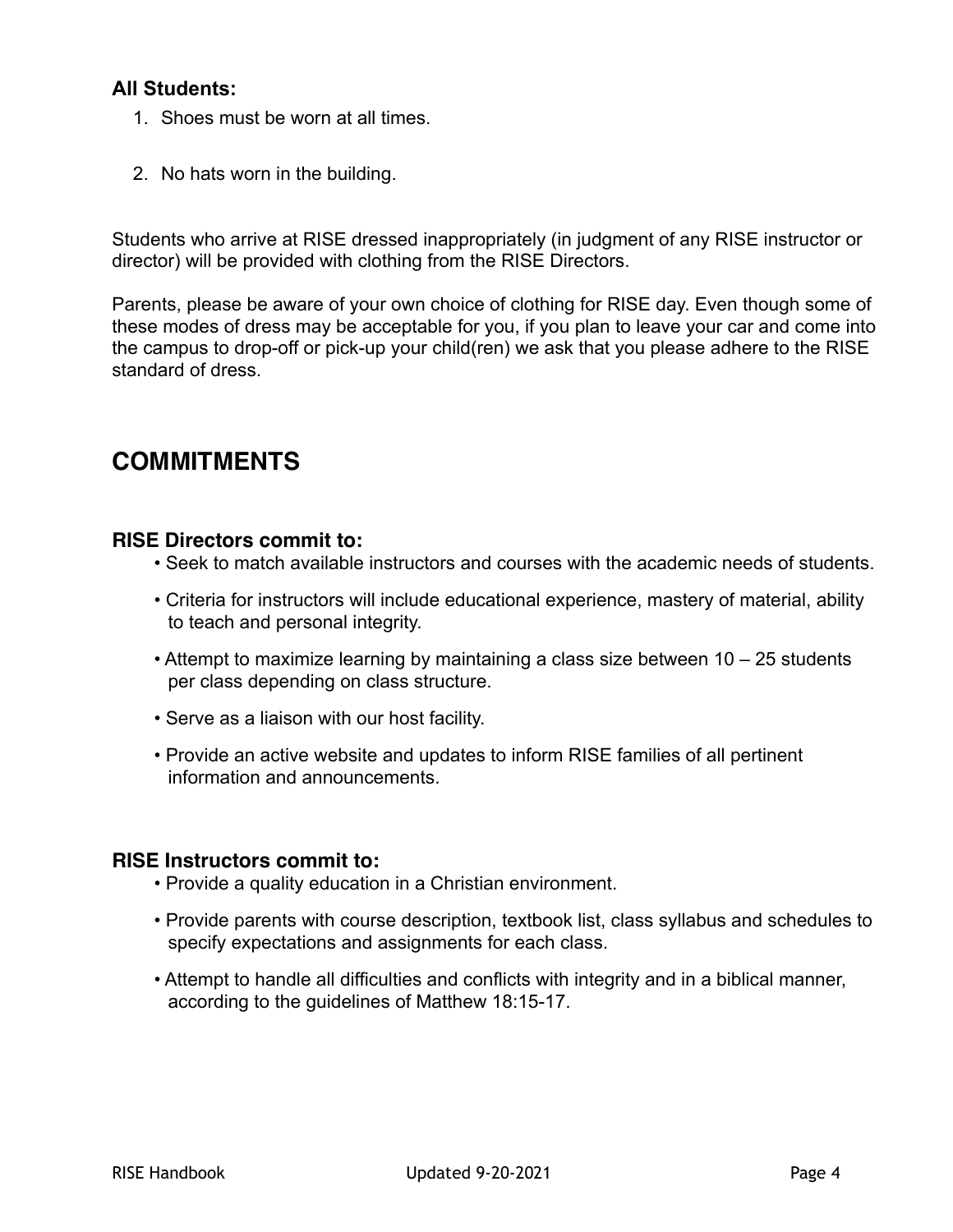### All Students:

1. Shoes must be worn at all times.

2. No hats worn in the building.

Students who arrive at RISE dressed inappropriately (in judgment of any RISE instructor or director) will be provided with clothing from the RISE Directors.

Parents, please be aware of your own choice of clothing for RISE day. Even though some of these modes of dress may be acceptable for you, if you plan to leave your car and come into the campus to drop-off or pick-up your child(ren) we ask that you please adhere to the RISE standard of dress.

## COMMITMENTS

### RISE Directors commit to:

- Seek to match available instructors and courses with the academic needs of students.
- Criteria for instructors will include educational experience, mastery of material, ability to teach and personal integrity.
- Attempt to maximize learning by maintaining a class size between 10 – 25 students per class depending on class structure.
- Serve as a liaison with our host facility.
- Provide an active website and updates to inform RISE families of all pertinent information and announcements.

### RISE Instructors commit to:

- Provide a quality education in a Christian environment.
- Provide parents with course description, textbook list, class syllabus and schedules to specify expectations and assignments for each class.
- Attempt to handle all difficulties and conflicts with integrity and in a biblical manner, according to the guidelines of Matthew 18:15-17.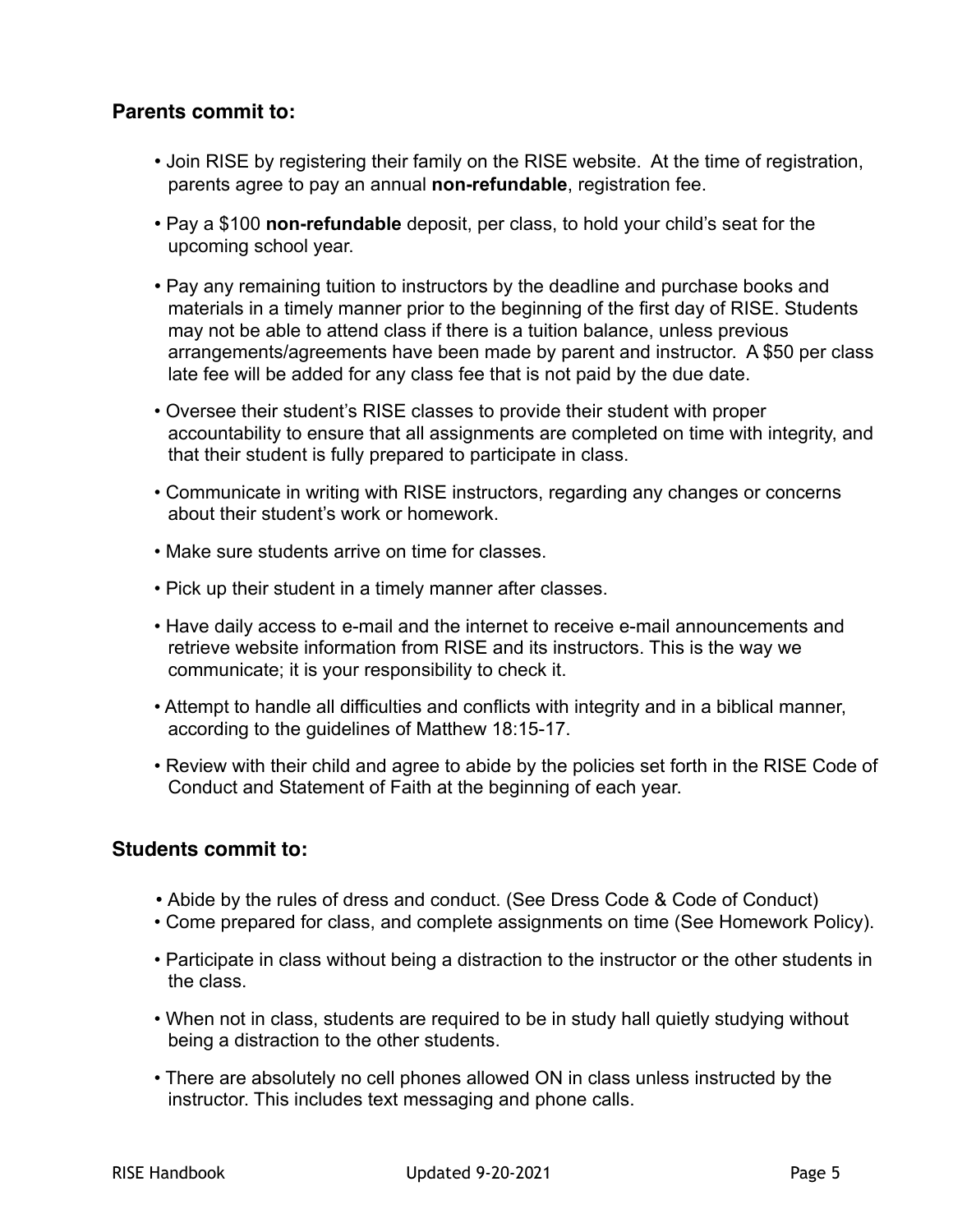### Parents commit to:

- Join RISE by registering their family on the RISE website. At the time of registration, parents agree to pay an annual **non-refundable**, registration fee.
- Pay a $100 **non-refundable** deposit, per class, to hold your child's seat for the upcoming school year.
- Pay any remaining tuition to instructors by the deadline and purchase books and materials in a timely manner prior to the beginning of the first day of RISE. Students may not be able to attend class if there is a tuition balance, unless previous arrangements/agreements have been made by parent and instructor. A $50 per class late fee will be added for any class fee that is not paid by the due date.
- Oversee their student's RISE classes to provide their student with proper accountability to ensure that all assignments are completed on time with integrity, and that their student is fully prepared to participate in class.
- Communicate in writing with RISE instructors, regarding any changes or concerns about their student's work or homework.
- Make sure students arrive on time for classes.
- Pick up their student in a timely manner after classes.
- Have daily access to e-mail and the internet to receive e-mail announcements and retrieve website information from RISE and its instructors. This is the way we communicate; it is your responsibility to check it.
- Attempt to handle all difficulties and conflicts with integrity and in a biblical manner, according to the guidelines of Matthew 18:15-17.
- Review with their child and agree to abide by the policies set forth in the RISE Code of Conduct and Statement of Faith at the beginning of each year.

### Students commit to:

- Abide by the rules of dress and conduct. (See Dress Code & Code of Conduct)
- Come prepared for class, and complete assignments on time (See Homework Policy).
- Participate in class without being a distraction to the instructor or the other students in the class.
- When not in class, students are required to be in study hall quietly studying without being a distraction to the other students.
- There are absolutely no cell phones allowed ON in class unless instructed by the instructor. This includes text messaging and phone calls.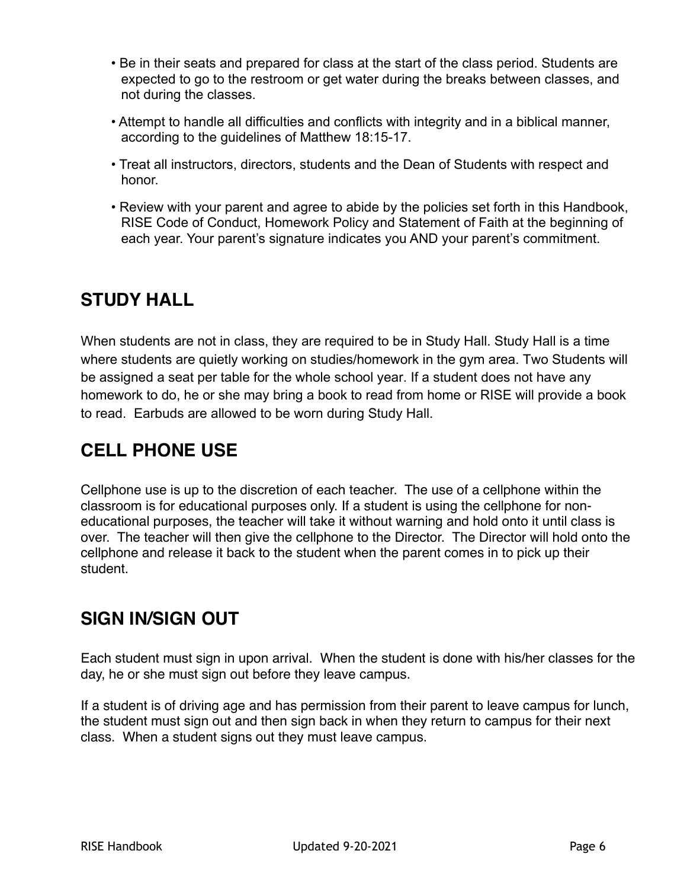- Be in their seats and prepared for class at the start of the class period. Students are expected to go to the restroom or get water during the breaks between classes, and not during the classes.
- Attempt to handle all difficulties and conflicts with integrity and in a biblical manner, according to the guidelines of Matthew 18:15-17.
- Treat all instructors, directors, students and the Dean of Students with respect and honor.
- Review with your parent and agree to abide by the policies set forth in this Handbook, RISE Code of Conduct, Homework Policy and Statement of Faith at the beginning of each year. Your parent's signature indicates you AND your parent's commitment.

## STUDY HALL

When students are not in class, they are required to be in Study Hall. Study Hall is a time where students are quietly working on studies/homework in the gym area. Two Students will be assigned a seat per table for the whole school year. If a student does not have any homework to do, he or she may bring a book to read from home or RISE will provide a book to read. Earbuds are allowed to be worn during Study Hall.

## CELL PHONE USE

Cellphone use is up to the discretion of each teacher. The use of a cellphone within the classroom is for educational purposes only. If a student is using the cellphone for non-educational purposes, the teacher will take it without warning and hold onto it until class is over. The teacher will then give the cellphone to the Director. The Director will hold onto the cellphone and release it back to the student when the parent comes in to pick up their student.

## SIGN IN/SIGN OUT

Each student must sign in upon arrival. When the student is done with his/her classes for the day, he or she must sign out before they leave campus.

If a student is of driving age and has permission from their parent to leave campus for lunch, the student must sign out and then sign back in when they return to campus for their next class. When a student signs out they must leave campus.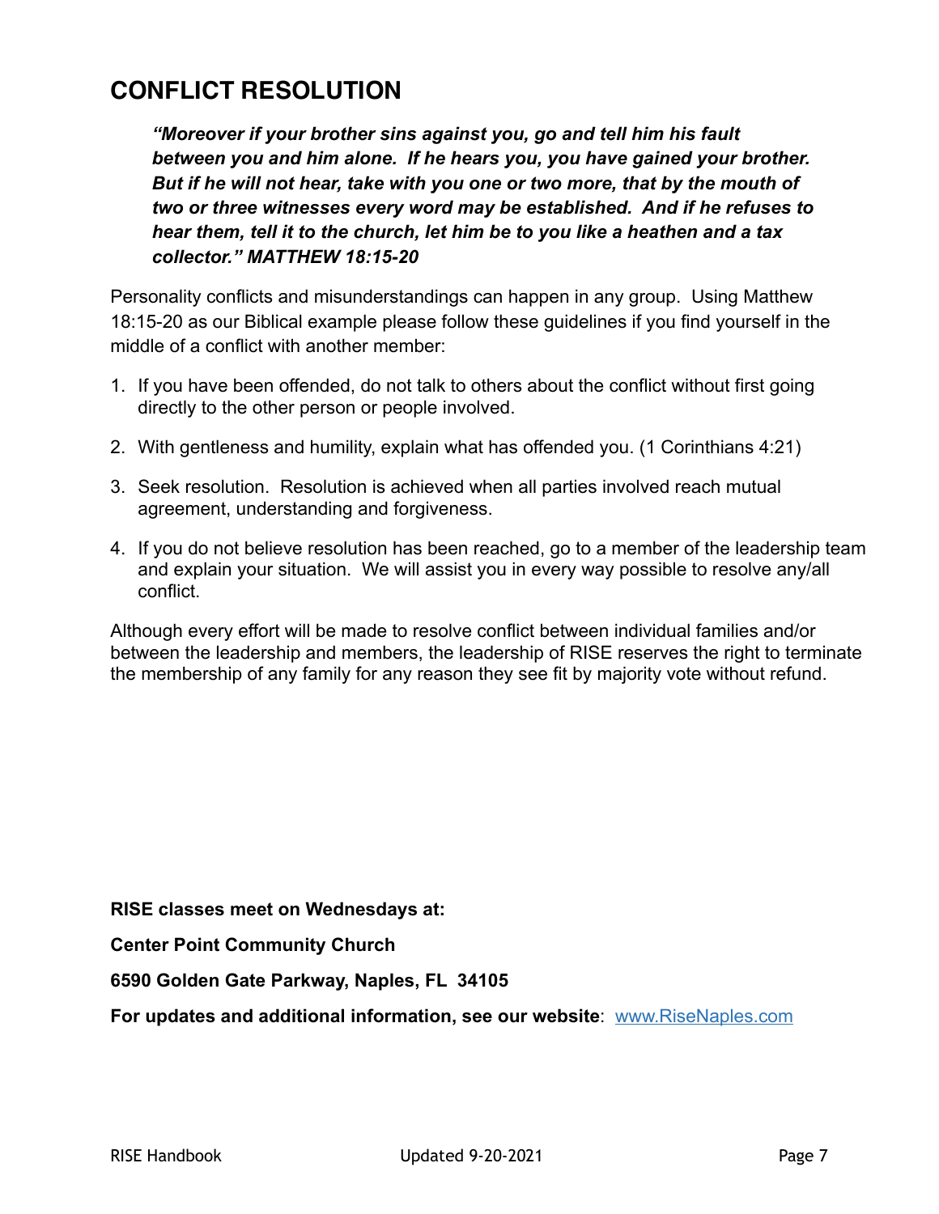## CONFLICT RESOLUTION

> ***"Moreover if your brother sins against you, go and tell him his fault between you and him alone. If he hears you, you have gained your brother. But if he will not hear, take with you one or two more, that by the mouth of two or three witnesses every word may be established. And if he refuses to hear them, tell it to the church, let him be to you like a heathen and a tax collector." MATTHEW 18:15-20***

Personality conflicts and misunderstandings can happen in any group. Using Matthew 18:15-20 as our Biblical example please follow these guidelines if you find yourself in the middle of a conflict with another member:

1. If you have been offended, do not talk to others about the conflict without first going directly to the other person or people involved.
2. With gentleness and humility, explain what has offended you. (1 Corinthians 4:21)
3. Seek resolution. Resolution is achieved when all parties involved reach mutual agreement, understanding and forgiveness.
4. If you do not believe resolution has been reached, go to a member of the leadership team and explain your situation. We will assist you in every way possible to resolve any/all conflict.

Although every effort will be made to resolve conflict between individual families and/or between the leadership and members, the leadership of RISE reserves the right to terminate the membership of any family for any reason they see fit by majority vote without refund.

**RISE classes meet on Wednesdays at:**

**Center Point Community Church**

**6590 Golden Gate Parkway, Naples, FL 34105**

**For updates and additional information, see our website**: [www.RiseNaples.com](http://www.RiseNaples.com)